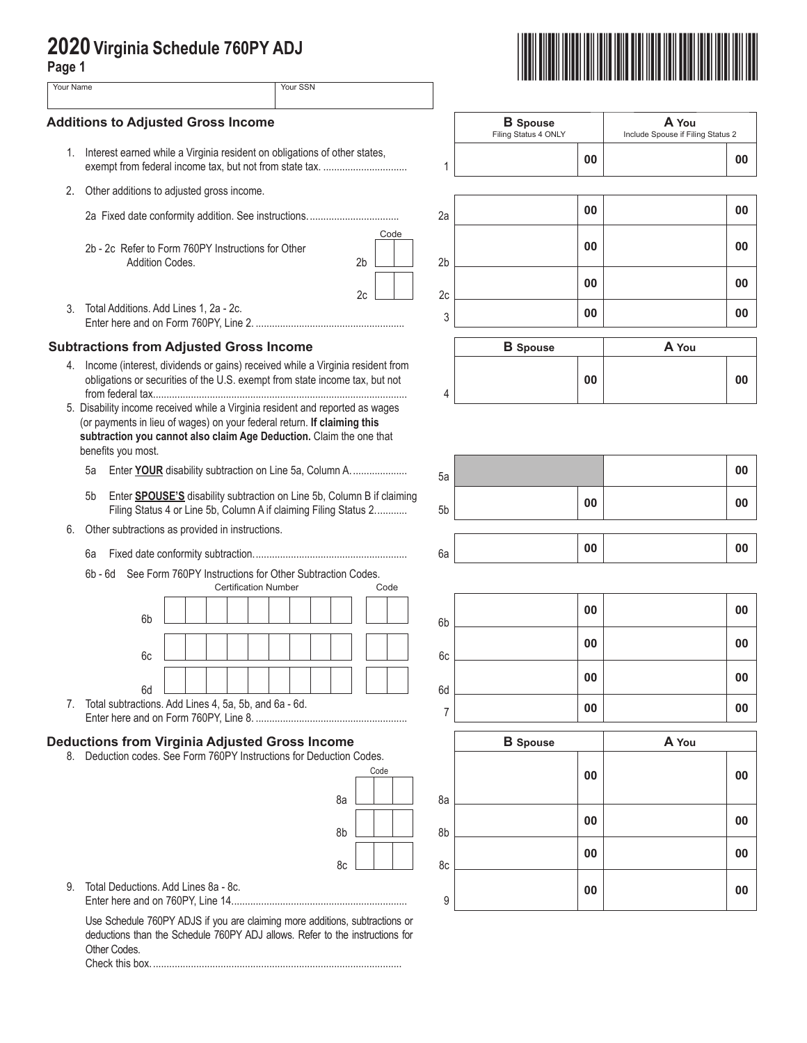# 2020 Virginia Schedule 760PY ADJ

Page 1

| Your Name | Your SSN |
|---|---|
| | |

## Additions to Adjusted Gross Income

| | | B Spouse (Filing Status 4 ONLY) | A You (Include Spouse if Filing Status 2) |
|---|---|---|---|
| 1. Interest earned while a Virginia resident on obligations of other states, exempt from federal income tax, but not from state tax. | 1 | 00 | 00 |
| 2. Other additions to adjusted gross income. | | | |
| 2a Fixed date conformity addition. See instructions. | 2a | 00 | 00 |
| 2b - 2c Refer to Form 760PY Instructions for Other Addition Codes. 2b Code | 2b | 00 | 00 |
| 2c Code | 2c | 00 | 00 |
| 3. Total Additions. Add Lines 1, 2a - 2c. Enter here and on Form 760PY, Line 2. | 3 | 00 | 00 |

## Subtractions from Adjusted Gross Income

| | | B Spouse | A You |
|---|---|---|---|
| 4. Income (interest, dividends or gains) received while a Virginia resident from obligations or securities of the U.S. exempt from state income tax, but not from federal tax. | 4 | 00 | 00 |
| 5. Disability income received while a Virginia resident and reported as wages (or payments in lieu of wages) on your federal return. **If claiming this subtraction you cannot also claim Age Deduction.** Claim the one that benefits you most. | | | |
| 5a Enter **YOUR** disability subtraction on Line 5a, Column A. | 5a | | 00 |
| 5b Enter **SPOUSE'S** disability subtraction on Line 5b, Column B if claiming Filing Status 4 or Line 5b, Column A if claiming Filing Status 2. | 5b | 00 | 00 |
| 6. Other subtractions as provided in instructions. | | | |
| 6a Fixed date conformity subtraction. | 6a | 00 | 00 |
| 6b - 6d See Form 760PY Instructions for Other Subtraction Codes. 6b Certification Number / Code | 6b | 00 | 00 |
| 6c Certification Number / Code | 6c | 00 | 00 |
| 6d Certification Number / Code | 6d | 00 | 00 |
| 7. Total subtractions. Add Lines 4, 5a, 5b, and 6a - 6d. Enter here and on Form 760PY, Line 8. | 7 | 00 | 00 |

## Deductions from Virginia Adjusted Gross Income

| | | B Spouse | A You |
|---|---|---|---|
| 8. Deduction codes. See Form 760PY Instructions for Deduction Codes. 8a Code | 8a | 00 | 00 |
| 8b Code | 8b | 00 | 00 |
| 8c Code | 8c | 00 | 00 |
| 9. Total Deductions. Add Lines 8a - 8c. Enter here and on 760PY, Line 14. | 9 | 00 | 00 |

Use Schedule 760PY ADJS if you are claiming more additions, subtractions or deductions than the Schedule 760PY ADJ allows. Refer to the instructions for Other Codes.
Check this box.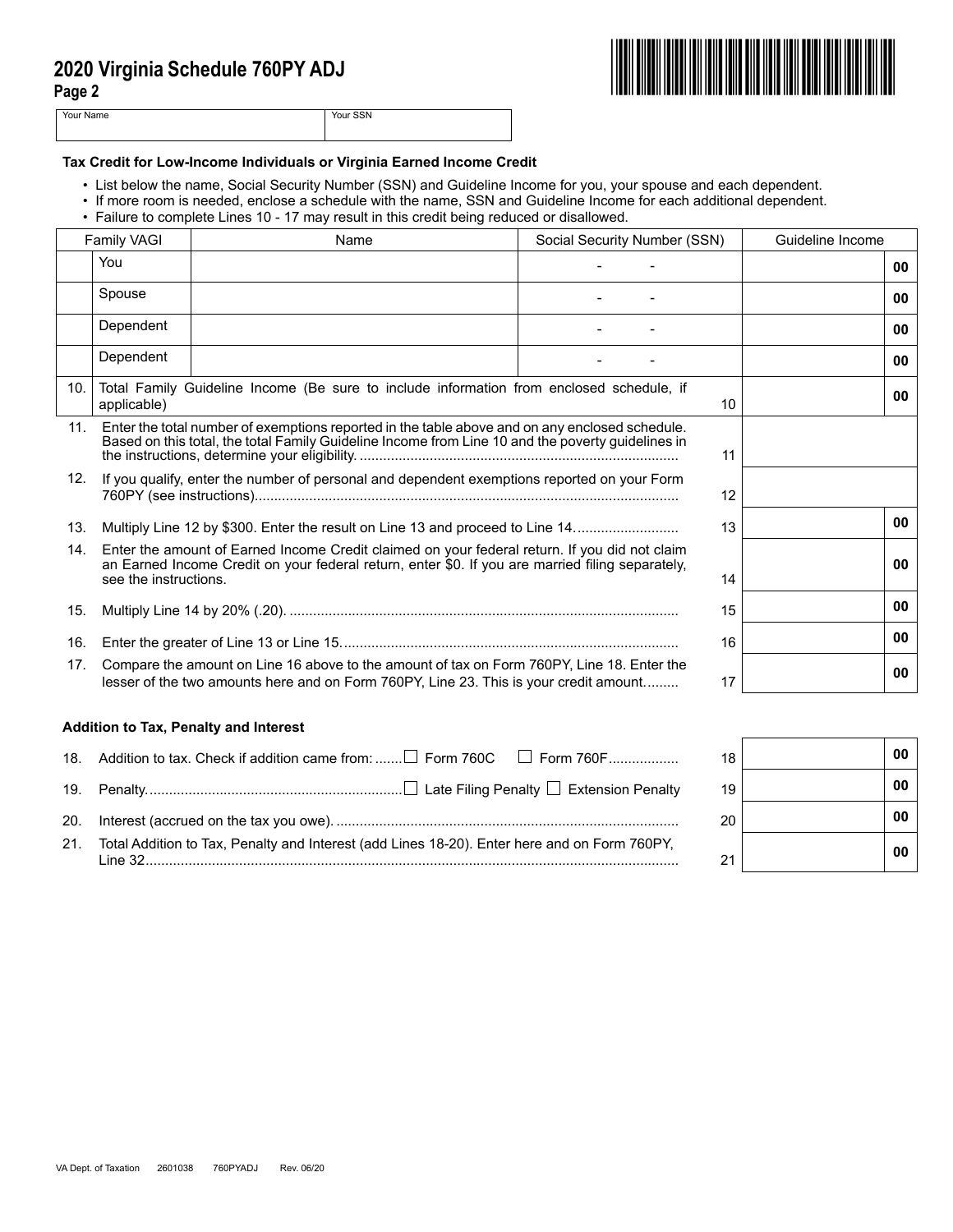# 2020 Virginia Schedule 760PY ADJ

**Page 2**

| Your Name | Your SSN |
|---|---|
| | |

### Tax Credit for Low-Income Individuals or Virginia Earned Income Credit

- List below the name, Social Security Number (SSN) and Guideline Income for you, your spouse and each dependent.
- If more room is needed, enclose a schedule with the name, SSN and Guideline Income for each additional dependent.
- Failure to complete Lines 10 - 17 may result in this credit being reduced or disallowed.

| Family VAGI | | Name | Social Security Number (SSN) | Guideline Income | |
|---|---|---|---|---|---|
| | You | | - - | | 00 |
| | Spouse | | - - | | 00 |
| | Dependent | | - - | | 00 |
| | Dependent | | - - | | 00 |
| 10. | Total Family Guideline Income (Be sure to include information from enclosed schedule, if applicable) | | 10 | | 00 |

| | | | | |
|---|---|---|---|---|
| 11. | Enter the total number of exemptions reported in the table above and on any enclosed schedule. Based on this total, the total Family Guideline Income from Line 10 and the poverty guidelines in the instructions, determine your eligibility. | 11 | | |
| 12. | If you qualify, enter the number of personal and dependent exemptions reported on your Form 760PY (see instructions) | 12 | | |
| 13. | Multiply Line 12 by $300. Enter the result on Line 13 and proceed to Line 14. | 13 | | 00 |
| 14. | Enter the amount of Earned Income Credit claimed on your federal return. If you did not claim an Earned Income Credit on your federal return, enter $0. If you are married filing separately, see the instructions. | 14 | | 00 |
| 15. | Multiply Line 14 by 20% (.20). | 15 | | 00 |
| 16. | Enter the greater of Line 13 or Line 15. | 16 | | 00 |
| 17. | Compare the amount on Line 16 above to the amount of tax on Form 760PY, Line 18. Enter the lesser of the two amounts here and on Form 760PY, Line 23. This is your credit amount. | 17 | | 00 |

### Addition to Tax, Penalty and Interest

| | | | | |
|---|---|---|---|---|
| 18. | Addition to tax. Check if addition came from: ☐ Form 760C ☐ Form 760F | 18 | | 00 |
| 19. | Penalty. ☐ Late Filing Penalty ☐ Extension Penalty | 19 | | 00 |
| 20. | Interest (accrued on the tax you owe). | 20 | | 00 |
| 21. | Total Addition to Tax, Penalty and Interest (add Lines 18-20). Enter here and on Form 760PY, Line 32 | 21 | | 00 |

VA Dept. of Taxation 2601038 760PYADJ Rev. 06/20